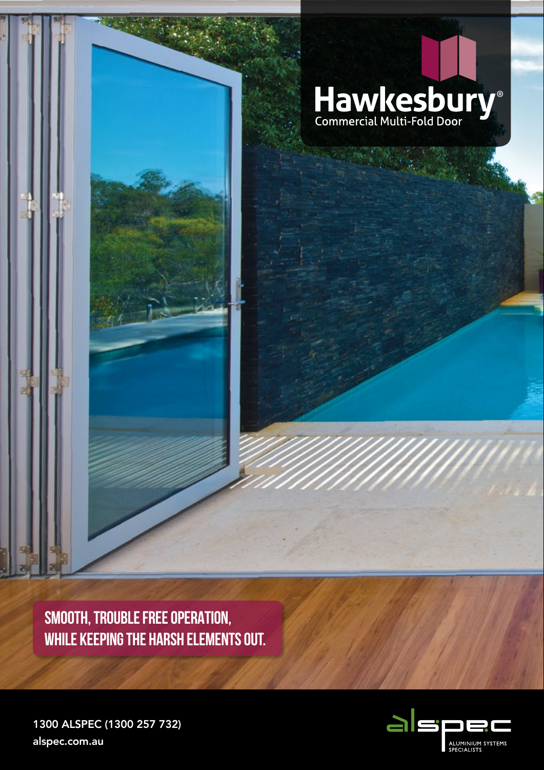# Hawkesbury®

Commercial Multi-Fold Door

**SMOOTH, TROUBLE FREE OPERATION, WHILE KEEPING THE HARSH ELEMENTS OUT.**

1300 ALSPEC (1300 257 732)

alspec.com.au

alspec

ALUMINIUM SYSTEMS SPECIALISTS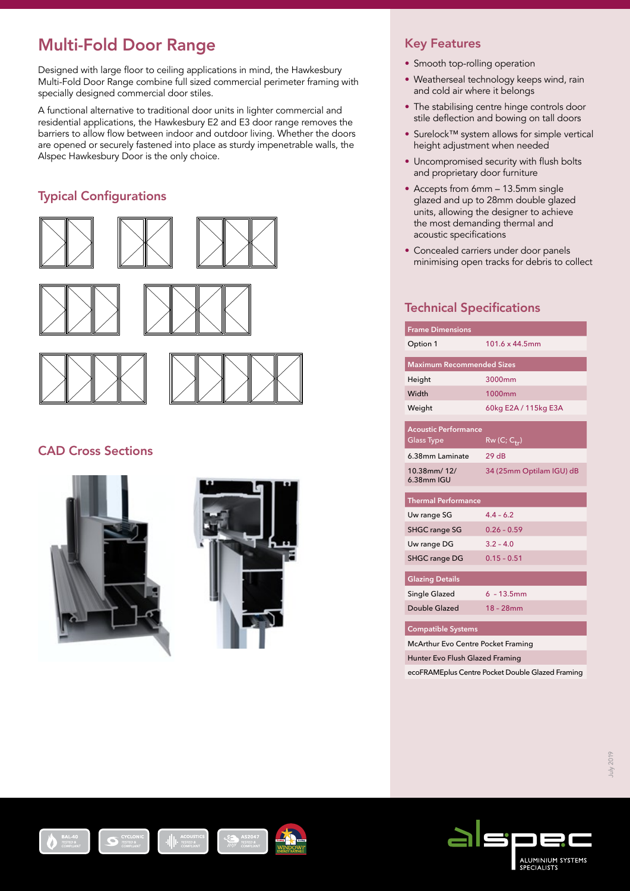# Multi-Fold Door Range

Designed with large floor to ceiling applications in mind, the Hawkesbury Multi-Fold Door Range combine full sized commercial perimeter framing with specially designed commercial door stiles.

A functional alternative to traditional door units in lighter commercial and residential applications, the Hawkesbury E2 and E3 door range removes the barriers to allow flow between indoor and outdoor living. Whether the doors are opened or securely fastened into place as sturdy impenetrable walls, the Alspec Hawkesbury Door is the only choice.

## Typical Configurations

## CAD Cross Sections

## Key Features

- Smooth top-rolling operation
- Weatherseal technology keeps wind, rain and cold air where it belongs
- The stabilising centre hinge controls door stile deflection and bowing on tall doors
- Surelock™ system allows for simple vertical height adjustment when needed
- Uncompromised security with flush bolts and proprietary door furniture
- Accepts from 6mm – 13.5mm single glazed and up to 28mm double glazed units, allowing the designer to achieve the most demanding thermal and acoustic specifications
- Concealed carriers under door panels minimising open tracks for debris to collect

## Technical Specifications

| | |
|---|---|
| **Frame Dimensions** | |
| Option 1 | 101.6 x 44.5mm |
| **Maximum Recommended Sizes** | |
| Height | 3000mm |
| Width | 1000mm |
| Weight | 60kg E2A / 115kg E3A |
| **Acoustic Performance** Glass Type | Rw (C; $C_{tr}$) |
| 6.38mm Laminate | 29 dB |
| 10.38mm/ 12/ 6.38mm IGU | 34 (25mm Optilam IGU) dB |
| **Thermal Performance** | |
| Uw range SG | 4.4 - 6.2 |
| SHGC range SG | 0.26 - 0.59 |
| Uw range DG | 3.2 - 4.0 |
| SHGC range DG | 0.15 - 0.51 |
| **Glazing Details** | |
| Single Glazed | 6 - 13.5mm |
| Double Glazed | 18 - 28mm |
| **Compatible Systems** | |
| McArthur Evo Centre Pocket Framing | |
| Hunter Evo Flush Glazed Framing | |
| ecoFRAMEplus Centre Pocket Double Glazed Framing | |

July 2019

BAL-40 TESTED & COMPLIANT
CYCLONIC TESTED & COMPLIANT
ACOUSTICS TESTED & COMPLIANT
AS2047 TESTED & COMPLIANT
WINDOWS ENERGY RATINGS

alspec ALUMINIUM SYSTEMS SPECIALISTS